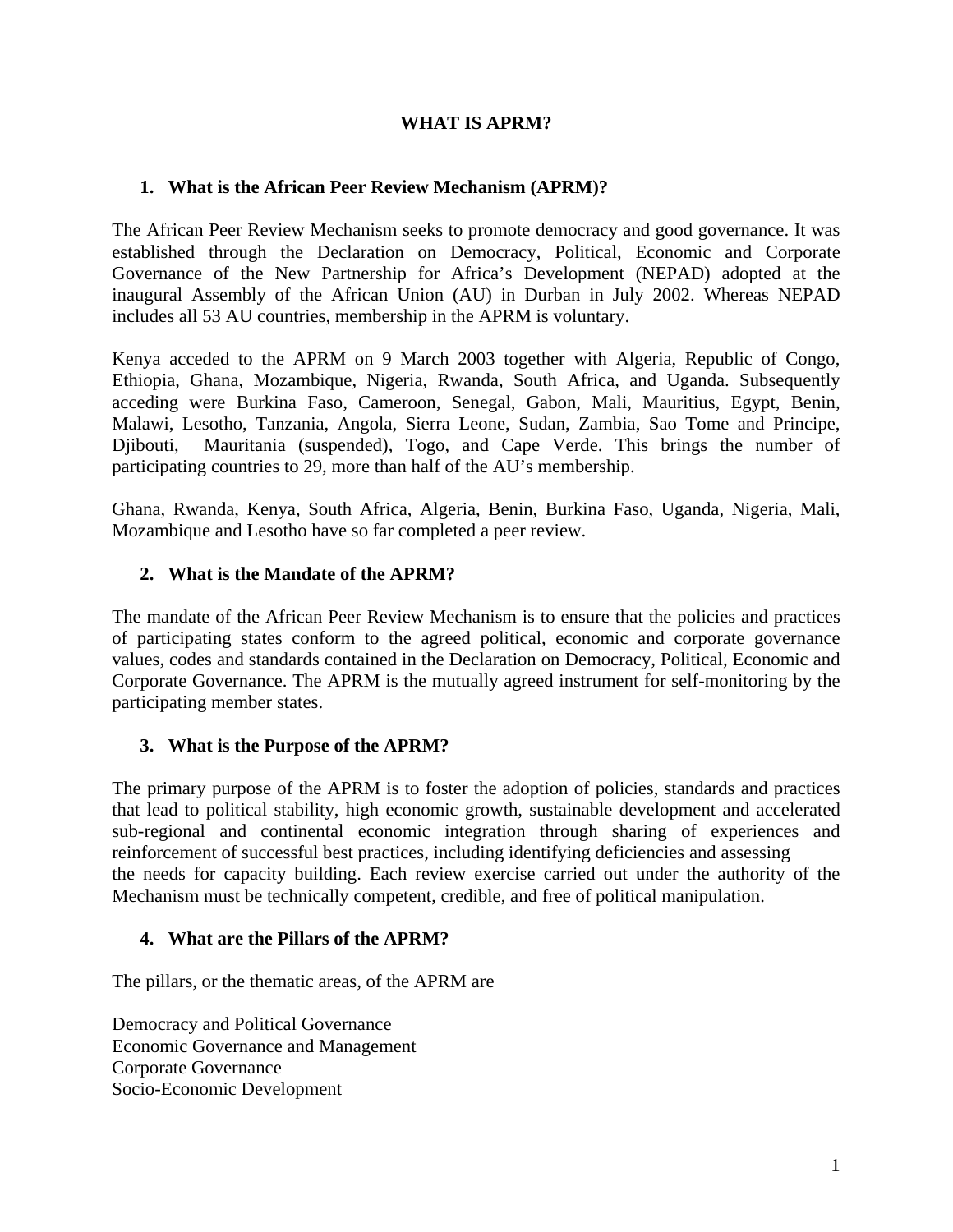# WHAT IS APRM?

## 1. What is the African Peer Review Mechanism (APRM)?

The African Peer Review Mechanism seeks to promote democracy and good governance. It was established through the Declaration on Democracy, Political, Economic and Corporate Governance of the New Partnership for Africa's Development (NEPAD) adopted at the inaugural Assembly of the African Union (AU) in Durban in July 2002. Whereas NEPAD includes all 53 AU countries, membership in the APRM is voluntary.

Kenya acceded to the APRM on 9 March 2003 together with Algeria, Republic of Congo, Ethiopia, Ghana, Mozambique, Nigeria, Rwanda, South Africa, and Uganda. Subsequently acceding were Burkina Faso, Cameroon, Senegal, Gabon, Mali, Mauritius, Egypt, Benin, Malawi, Lesotho, Tanzania, Angola, Sierra Leone, Sudan, Zambia, Sao Tome and Principe, Djibouti, Mauritania (suspended), Togo, and Cape Verde. This brings the number of participating countries to 29, more than half of the AU's membership.

Ghana, Rwanda, Kenya, South Africa, Algeria, Benin, Burkina Faso, Uganda, Nigeria, Mali, Mozambique and Lesotho have so far completed a peer review.

## 2. What is the Mandate of the APRM?

The mandate of the African Peer Review Mechanism is to ensure that the policies and practices of participating states conform to the agreed political, economic and corporate governance values, codes and standards contained in the Declaration on Democracy, Political, Economic and Corporate Governance. The APRM is the mutually agreed instrument for self-monitoring by the participating member states.

## 3. What is the Purpose of the APRM?

The primary purpose of the APRM is to foster the adoption of policies, standards and practices that lead to political stability, high economic growth, sustainable development and accelerated sub-regional and continental economic integration through sharing of experiences and reinforcement of successful best practices, including identifying deficiencies and assessing the needs for capacity building. Each review exercise carried out under the authority of the Mechanism must be technically competent, credible, and free of political manipulation.

## 4. What are the Pillars of the APRM?

The pillars, or the thematic areas, of the APRM are

Democracy and Political Governance
Economic Governance and Management
Corporate Governance
Socio-Economic Development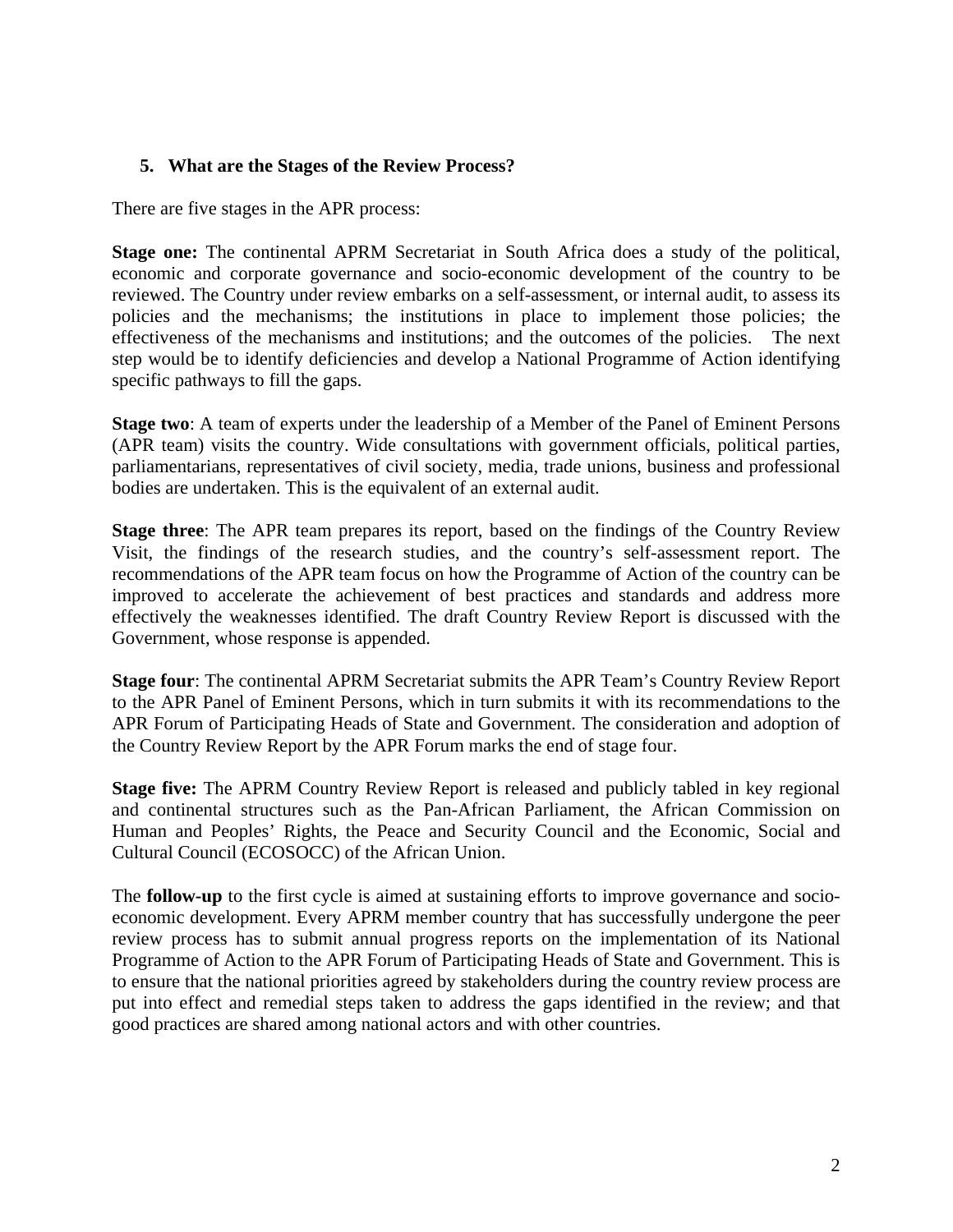### 5. What are the Stages of the Review Process?

There are five stages in the APR process:

**Stage one:** The continental APRM Secretariat in South Africa does a study of the political, economic and corporate governance and socio-economic development of the country to be reviewed. The Country under review embarks on a self-assessment, or internal audit, to assess its policies and the mechanisms; the institutions in place to implement those policies; the effectiveness of the mechanisms and institutions; and the outcomes of the policies. The next step would be to identify deficiencies and develop a National Programme of Action identifying specific pathways to fill the gaps.

**Stage two**: A team of experts under the leadership of a Member of the Panel of Eminent Persons (APR team) visits the country. Wide consultations with government officials, political parties, parliamentarians, representatives of civil society, media, trade unions, business and professional bodies are undertaken. This is the equivalent of an external audit.

**Stage three**: The APR team prepares its report, based on the findings of the Country Review Visit, the findings of the research studies, and the country's self-assessment report. The recommendations of the APR team focus on how the Programme of Action of the country can be improved to accelerate the achievement of best practices and standards and address more effectively the weaknesses identified. The draft Country Review Report is discussed with the Government, whose response is appended.

**Stage four**: The continental APRM Secretariat submits the APR Team's Country Review Report to the APR Panel of Eminent Persons, which in turn submits it with its recommendations to the APR Forum of Participating Heads of State and Government. The consideration and adoption of the Country Review Report by the APR Forum marks the end of stage four.

**Stage five:** The APRM Country Review Report is released and publicly tabled in key regional and continental structures such as the Pan-African Parliament, the African Commission on Human and Peoples' Rights, the Peace and Security Council and the Economic, Social and Cultural Council (ECOSOCC) of the African Union.

The **follow-up** to the first cycle is aimed at sustaining efforts to improve governance and socio-economic development. Every APRM member country that has successfully undergone the peer review process has to submit annual progress reports on the implementation of its National Programme of Action to the APR Forum of Participating Heads of State and Government. This is to ensure that the national priorities agreed by stakeholders during the country review process are put into effect and remedial steps taken to address the gaps identified in the review; and that good practices are shared among national actors and with other countries.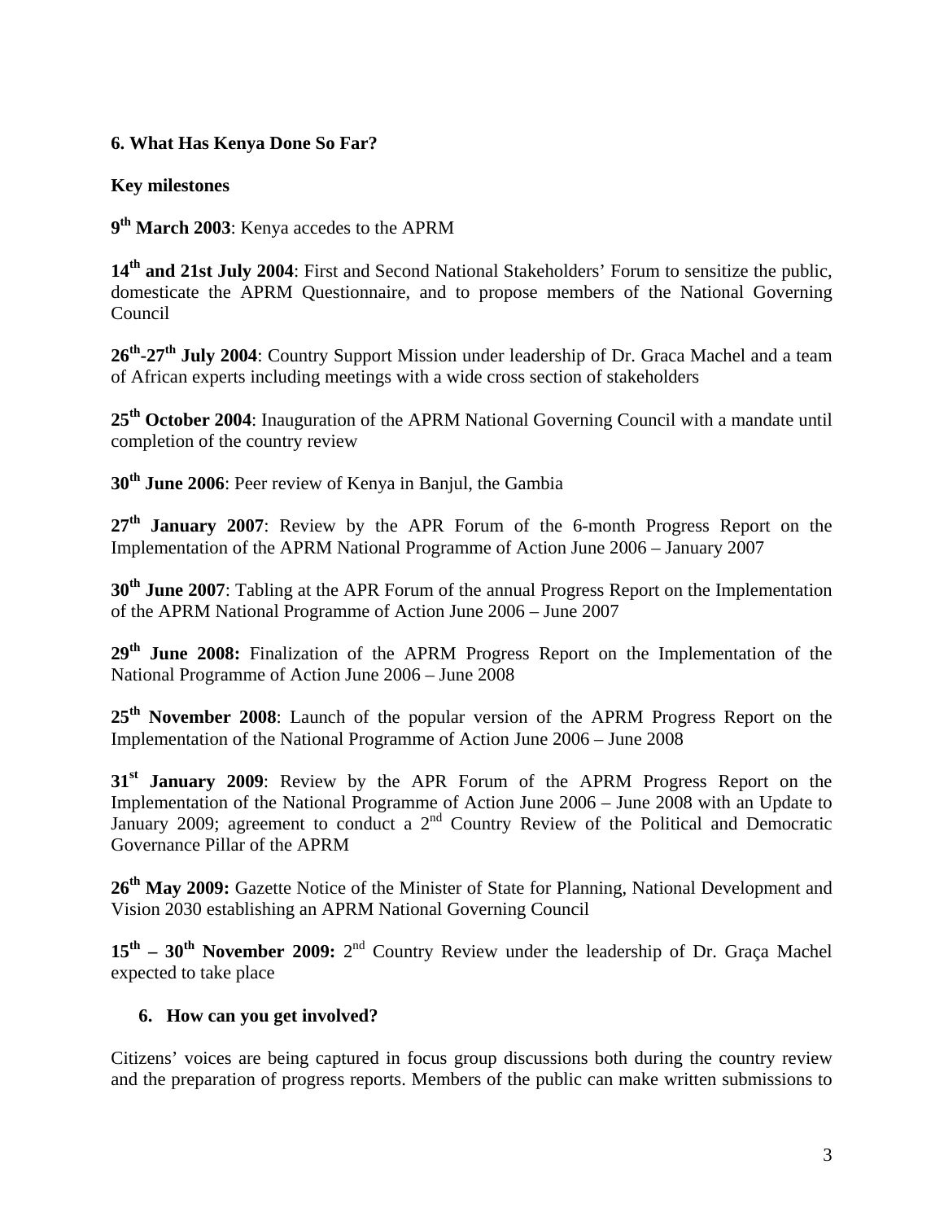**6. What Has Kenya Done So Far?**

**Key milestones**

**9th March 2003**: Kenya accedes to the APRM

**14th and 21st July 2004**: First and Second National Stakeholders' Forum to sensitize the public, domesticate the APRM Questionnaire, and to propose members of the National Governing Council

**26th-27th July 2004**: Country Support Mission under leadership of Dr. Graca Machel and a team of African experts including meetings with a wide cross section of stakeholders

**25th October 2004**: Inauguration of the APRM National Governing Council with a mandate until completion of the country review

**30th June 2006**: Peer review of Kenya in Banjul, the Gambia

**27th January 2007**: Review by the APR Forum of the 6-month Progress Report on the Implementation of the APRM National Programme of Action June 2006 – January 2007

**30th June 2007**: Tabling at the APR Forum of the annual Progress Report on the Implementation of the APRM National Programme of Action June 2006 – June 2007

**29th June 2008:** Finalization of the APRM Progress Report on the Implementation of the National Programme of Action June 2006 – June 2008

**25th November 2008**: Launch of the popular version of the APRM Progress Report on the Implementation of the National Programme of Action June 2006 – June 2008

**31st January 2009**: Review by the APR Forum of the APRM Progress Report on the Implementation of the National Programme of Action June 2006 – June 2008 with an Update to January 2009; agreement to conduct a 2nd Country Review of the Political and Democratic Governance Pillar of the APRM

**26th May 2009:** Gazette Notice of the Minister of State for Planning, National Development and Vision 2030 establishing an APRM National Governing Council

**15th – 30th November 2009:** 2nd Country Review under the leadership of Dr. Graça Machel expected to take place

**6. How can you get involved?**

Citizens' voices are being captured in focus group discussions both during the country review and the preparation of progress reports. Members of the public can make written submissions to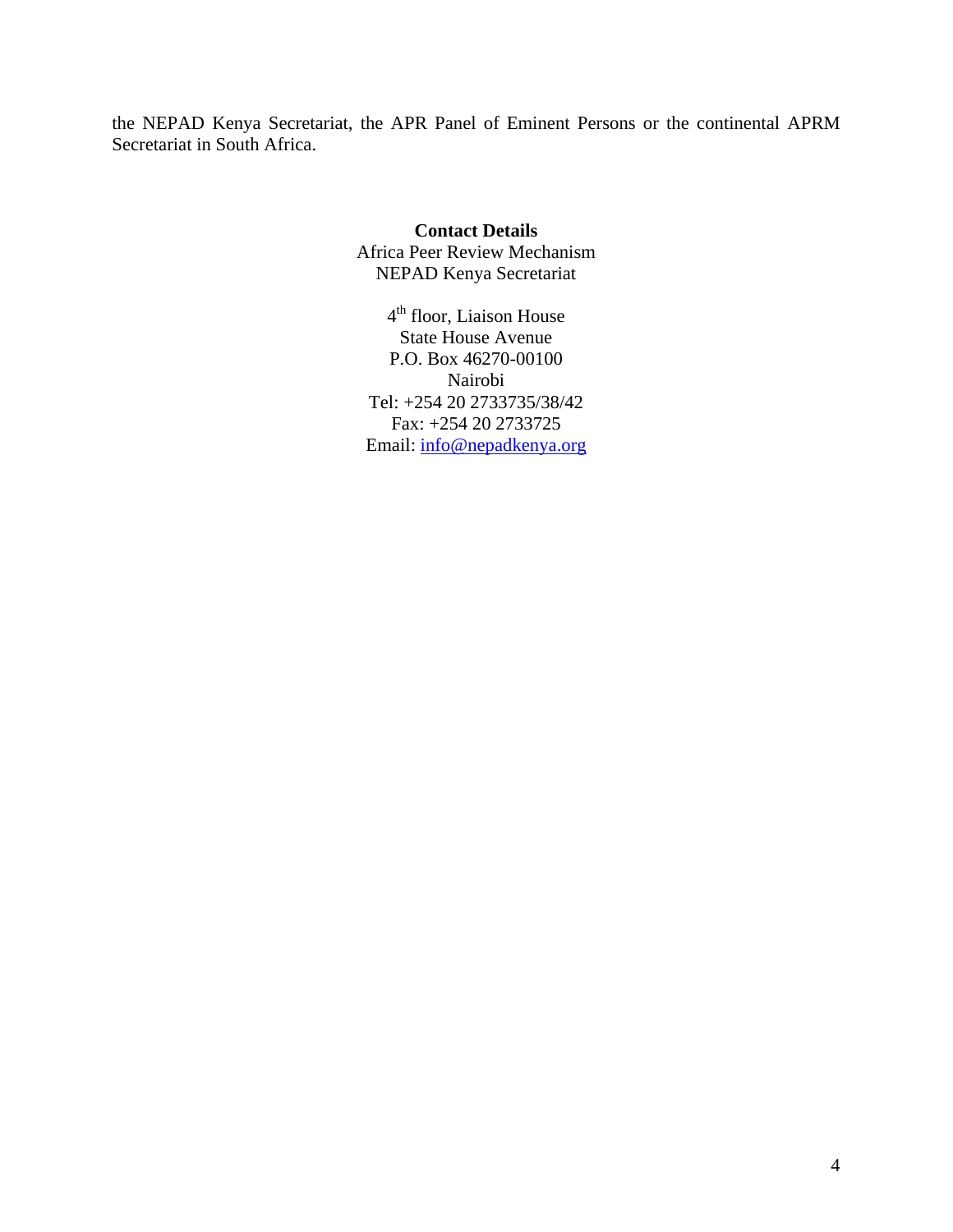the NEPAD Kenya Secretariat, the APR Panel of Eminent Persons or the continental APRM Secretariat in South Africa.

**Contact Details**
Africa Peer Review Mechanism
NEPAD Kenya Secretariat

4th floor, Liaison House
State House Avenue
P.O. Box 46270-00100
Nairobi
Tel: +254 20 2733735/38/42
Fax: +254 20 2733725
Email: info@nepadkenya.org